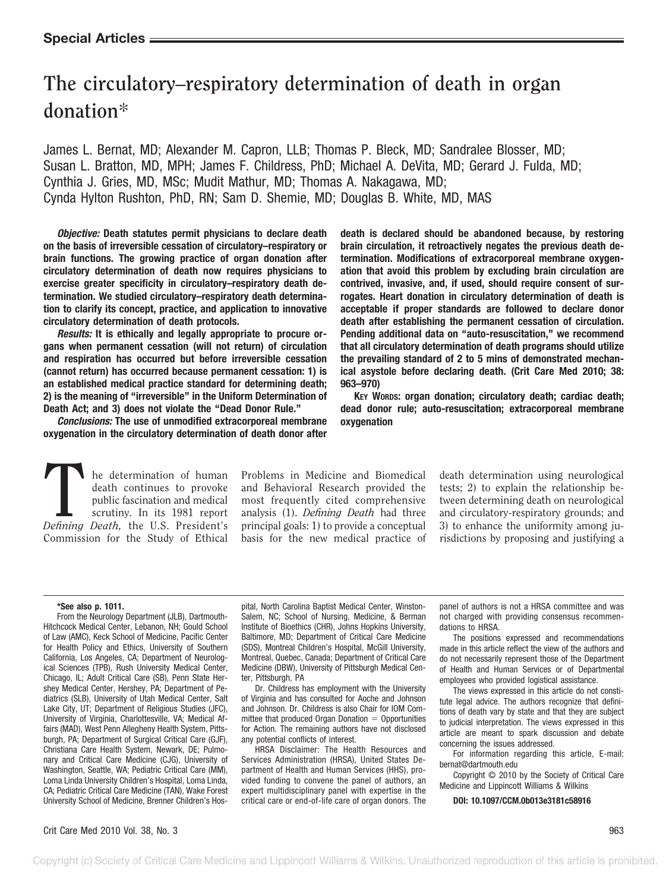**Special Articles**

# The circulatory–respiratory determination of death in organ donation*

James L. Bernat, MD; Alexander M. Capron, LLB; Thomas P. Bleck, MD; Sandralee Blosser, MD; Susan L. Bratton, MD, MPH; James F. Childress, PhD; Michael A. DeVita, MD; Gerard J. Fulda, MD; Cynthia J. Gries, MD, MSc; Mudit Mathur, MD; Thomas A. Nakagawa, MD; Cynda Hylton Rushton, PhD, RN; Sam D. Shemie, MD; Douglas B. White, MD, MAS

***Objective:*** **Death statutes permit physicians to declare death on the basis of irreversible cessation of circulatory–respiratory or brain functions. The growing practice of organ donation after circulatory determination of death now requires physicians to exercise greater specificity in circulatory–respiratory death determination. We studied circulatory–respiratory death determination to clarify its concept, practice, and application to innovative circulatory determination of death protocols.**

***Results:*** **It is ethically and legally appropriate to procure organs when permanent cessation (will not return) of circulation and respiration has occurred but before irreversible cessation (cannot return) has occurred because permanent cessation: 1) is an established medical practice standard for determining death; 2) is the meaning of "irreversible" in the Uniform Determination of Death Act; and 3) does not violate the "Dead Donor Rule."**

***Conclusions:*** **The use of unmodified extracorporeal membrane oxygenation in the circulatory determination of death donor after death is declared should be abandoned because, by restoring brain circulation, it retroactively negates the previous death determination. Modifications of extracorporeal membrane oxygenation that avoid this problem by excluding brain circulation are contrived, invasive, and, if used, should require consent of surrogates. Heart donation in circulatory determination of death is acceptable if proper standards are followed to declare donor death after establishing the permanent cessation of circulation. Pending additional data on "auto-resuscitation," we recommend that all circulatory determination of death programs should utilize the prevailing standard of 2 to 5 mins of demonstrated mechanical asystole before declaring death. (Crit Care Med 2010; 38: 963–970)**

**Key Words: organ donation; circulatory death; cardiac death; dead donor rule; auto-resuscitation; extracorporeal membrane oxygenation**

The determination of human death continues to provoke public fascination and medical scrutiny. In its 1981 report *Defining Death,* the U.S. President's Commission for the Study of Ethical Problems in Medicine and Biomedical and Behavioral Research provided the most frequently cited comprehensive analysis (1). *Defining Death* had three principal goals: 1) to provide a conceptual basis for the new medical practice of death determination using neurological tests; 2) to explain the relationship between determining death on neurological and circulatory-respiratory grounds; and 3) to enhance the uniformity among jurisdictions by proposing and justifying a

---

*See also p. 1011.

From the Neurology Department (JLB), Dartmouth-Hitchcock Medical Center, Lebanon, NH; Gould School of Law (AMC), Keck School of Medicine, Pacific Center for Health Policy and Ethics, University of Southern California, Los Angeles, CA; Department of Neurological Sciences (TPB), Rush University Medical Center, Chicago, IL; Adult Critical Care (SB), Penn State Hershey Medical Center, Hershey, PA; Department of Pediatrics (SLB), University of Utah Medical Center, Salt Lake City, UT; Department of Religious Studies (JFC), University of Virginia, Charlottesville, VA; Medical Affairs (MAD), West Penn Allegheny Health System, Pittsburgh, PA; Department of Surgical Critical Care (GJF), Christiana Care Health System, Newark, DE; Pulmonary and Critical Care Medicine (CJG), University of Washington, Seattle, WA; Pediatric Critical Care (MM), Loma Linda University Children's Hospital, Loma Linda, CA; Pediatric Critical Care Medicine (TAN), Wake Forest University School of Medicine, Brenner Children's Hospital, North Carolina Baptist Medical Center, Winston-Salem, NC; School of Nursing, Medicine, & Berman Institute of Bioethics (CHR), Johns Hopkins University, Baltimore, MD; Department of Critical Care Medicine (SDS), Montreal Children's Hospital, McGill University, Montreal, Quebec, Canada; Department of Critical Care Medicine (DBW), University of Pittsburgh Medical Center, Pittsburgh, PA

Dr. Childress has employment with the University of Virginia and has consulted for Aoche and Johnson and Johnson. Dr. Childress is also Chair for IOM Committee that produced Organ Donation = Opportunities for Action. The remaining authors have not disclosed any potential conflicts of interest.

HRSA Disclaimer: The Health Resources and Services Administration (HRSA), United States Department of Health and Human Services (HHS), provided funding to convene the panel of authors, an expert multidisciplinary panel with expertise in the critical care or end-of-life care of organ donors. The panel of authors is not a HRSA committee and was not charged with providing consensus recommendations to HRSA.

The positions expressed and recommendations made in this article reflect the view of the authors and do not necessarily represent those of the Department of Health and Human Services or of Departmental employees who provided logistical assistance.

The views expressed in this article do not constitute legal advice. The authors recognize that definitions of death vary by state and that they are subject to judicial interpretation. The views expressed in this article are meant to spark discussion and debate concerning the issues addressed.

For information regarding this article, E-mail: bernat@dartmouth.edu

Copyright © 2010 by the Society of Critical Care Medicine and Lippincott Williams & Wilkins

**DOI: 10.1097/CCM.0b013e3181c58916**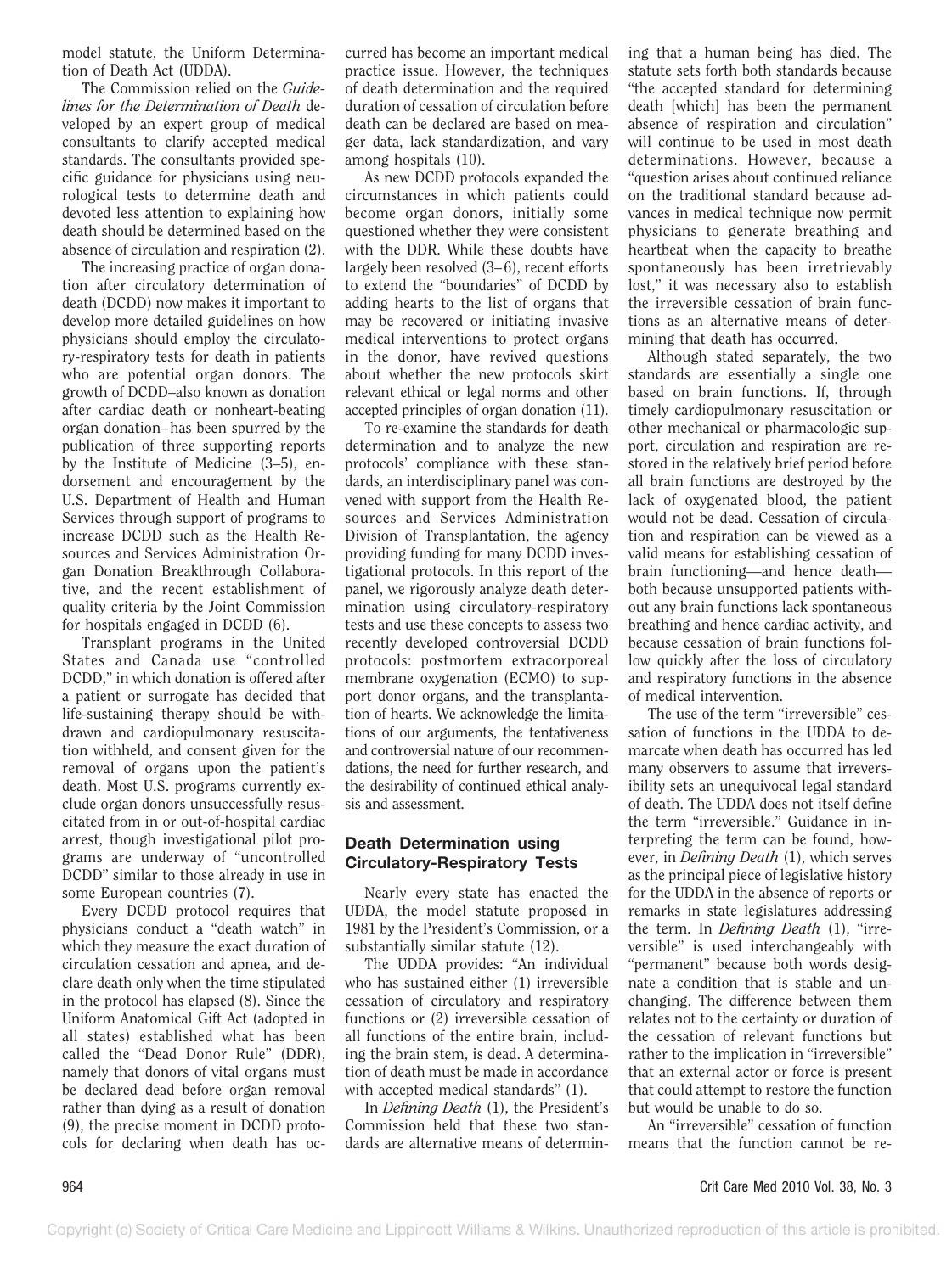model statute, the Uniform Determination of Death Act (UDDA).

The Commission relied on the *Guidelines for the Determination of Death* developed by an expert group of medical consultants to clarify accepted medical standards. The consultants provided specific guidance for physicians using neurological tests to determine death and devoted less attention to explaining how death should be determined based on the absence of circulation and respiration (2).

The increasing practice of organ donation after circulatory determination of death (DCDD) now makes it important to develop more detailed guidelines on how physicians should employ the circulatory-respiratory tests for death in patients who are potential organ donors. The growth of DCDD–also known as donation after cardiac death or nonheart-beating organ donation–has been spurred by the publication of three supporting reports by the Institute of Medicine (3–5), endorsement and encouragement by the U.S. Department of Health and Human Services through support of programs to increase DCDD such as the Health Resources and Services Administration Organ Donation Breakthrough Collaborative, and the recent establishment of quality criteria by the Joint Commission for hospitals engaged in DCDD (6).

Transplant programs in the United States and Canada use "controlled DCDD," in which donation is offered after a patient or surrogate has decided that life-sustaining therapy should be withdrawn and cardiopulmonary resuscitation withheld, and consent given for the removal of organs upon the patient's death. Most U.S. programs currently exclude organ donors unsuccessfully resuscitated from in or out-of-hospital cardiac arrest, though investigational pilot programs are underway of "uncontrolled DCDD" similar to those already in use in some European countries (7).

Every DCDD protocol requires that physicians conduct a "death watch" in which they measure the exact duration of circulation cessation and apnea, and declare death only when the time stipulated in the protocol has elapsed (8). Since the Uniform Anatomical Gift Act (adopted in all states) established what has been called the "Dead Donor Rule" (DDR), namely that donors of vital organs must be declared dead before organ removal rather than dying as a result of donation (9), the precise moment in DCDD protocols for declaring when death has occurred has become an important medical practice issue. However, the techniques of death determination and the required duration of cessation of circulation before death can be declared are based on meager data, lack standardization, and vary among hospitals (10).

As new DCDD protocols expanded the circumstances in which patients could become organ donors, initially some questioned whether they were consistent with the DDR. While these doubts have largely been resolved (3–6), recent efforts to extend the "boundaries" of DCDD by adding hearts to the list of organs that may be recovered or initiating invasive medical interventions to protect organs in the donor, have revived questions about whether the new protocols skirt relevant ethical or legal norms and other accepted principles of organ donation (11).

To re-examine the standards for death determination and to analyze the new protocols' compliance with these standards, an interdisciplinary panel was convened with support from the Health Resources and Services Administration Division of Transplantation, the agency providing funding for many DCDD investigational protocols. In this report of the panel, we rigorously analyze death determination using circulatory-respiratory tests and use these concepts to assess two recently developed controversial DCDD protocols: postmortem extracorporeal membrane oxygenation (ECMO) to support donor organs, and the transplantation of hearts. We acknowledge the limitations of our arguments, the tentativeness and controversial nature of our recommendations, the need for further research, and the desirability of continued ethical analysis and assessment.

## Death Determination using Circulatory-Respiratory Tests

Nearly every state has enacted the UDDA, the model statute proposed in 1981 by the President's Commission, or a substantially similar statute (12).

The UDDA provides: "An individual who has sustained either (1) irreversible cessation of circulatory and respiratory functions or (2) irreversible cessation of all functions of the entire brain, including the brain stem, is dead. A determination of death must be made in accordance with accepted medical standards" (1).

In *Defining Death* (1), the President's Commission held that these two standards are alternative means of determining that a human being has died. The statute sets forth both standards because "the accepted standard for determining death [which] has been the permanent absence of respiration and circulation" will continue to be used in most death determinations. However, because a "question arises about continued reliance on the traditional standard because advances in medical technique now permit physicians to generate breathing and heartbeat when the capacity to breathe spontaneously has been irretrievably lost," it was necessary also to establish the irreversible cessation of brain functions as an alternative means of determining that death has occurred.

Although stated separately, the two standards are essentially a single one based on brain functions. If, through timely cardiopulmonary resuscitation or other mechanical or pharmacologic support, circulation and respiration are restored in the relatively brief period before all brain functions are destroyed by the lack of oxygenated blood, the patient would not be dead. Cessation of circulation and respiration can be viewed as a valid means for establishing cessation of brain functioning—and hence death—both because unsupported patients without any brain functions lack spontaneous breathing and hence cardiac activity, and because cessation of brain functions follow quickly after the loss of circulatory and respiratory functions in the absence of medical intervention.

The use of the term "irreversible" cessation of functions in the UDDA to demarcate when death has occurred has led many observers to assume that irreversibility sets an unequivocal legal standard of death. The UDDA does not itself define the term "irreversible." Guidance in interpreting the term can be found, however, in *Defining Death* (1), which serves as the principal piece of legislative history for the UDDA in the absence of reports or remarks in state legislatures addressing the term. In *Defining Death* (1), "irreversible" is used interchangeably with "permanent" because both words designate a condition that is stable and unchanging. The difference between them relates not to the certainty or duration of the cessation of relevant functions but rather to the implication in "irreversible" that an external actor or force is present that could attempt to restore the function but would be unable to do so.

An "irreversible" cessation of function means that the function cannot be re-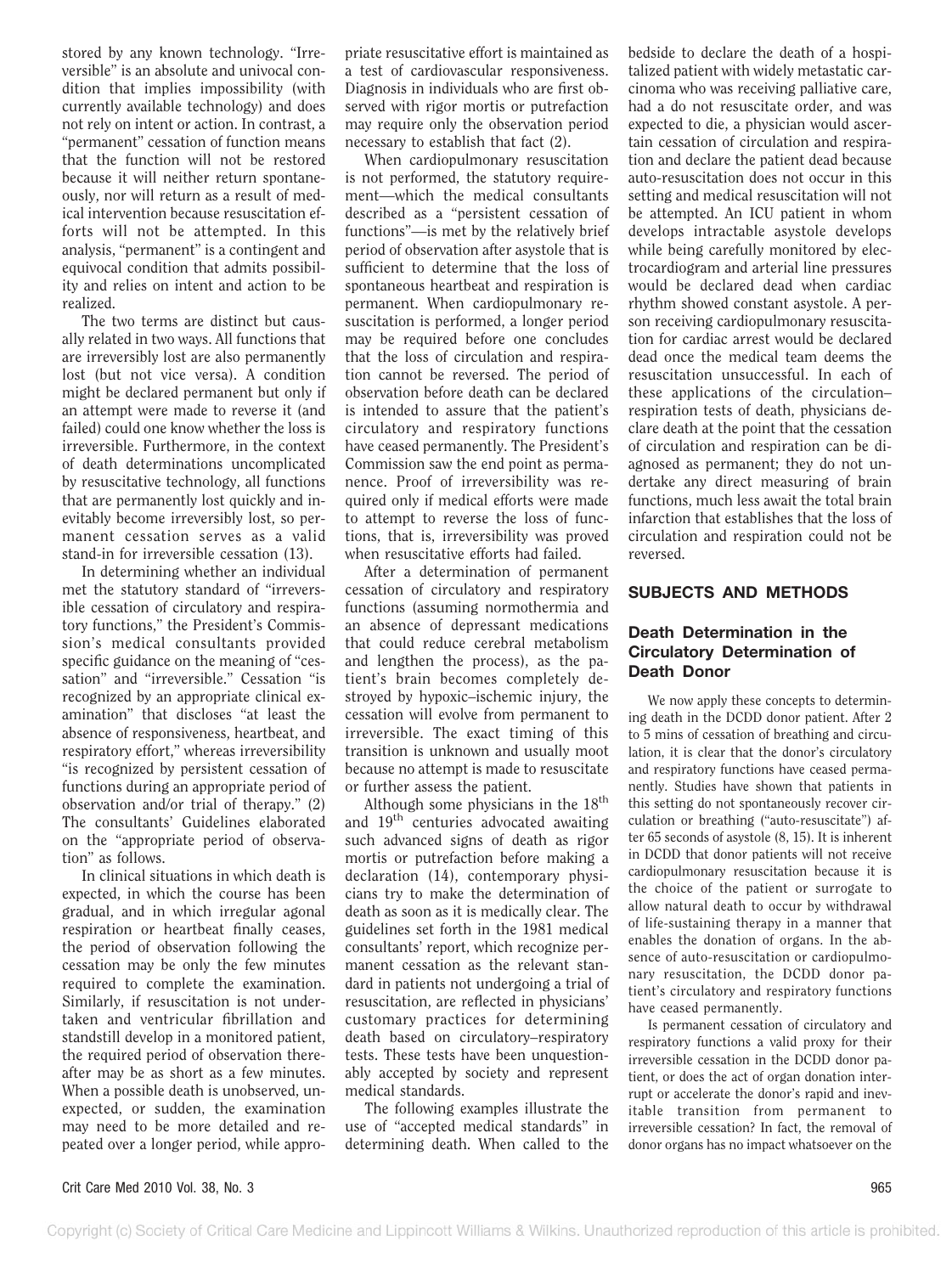stored by any known technology. "Irreversible" is an absolute and univocal condition that implies impossibility (with currently available technology) and does not rely on intent or action. In contrast, a "permanent" cessation of function means that the function will not be restored because it will neither return spontaneously, nor will return as a result of medical intervention because resuscitation efforts will not be attempted. In this analysis, "permanent" is a contingent and equivocal condition that admits possibility and relies on intent and action to be realized.

The two terms are distinct but causally related in two ways. All functions that are irreversibly lost are also permanently lost (but not vice versa). A condition might be declared permanent but only if an attempt were made to reverse it (and failed) could one know whether the loss is irreversible. Furthermore, in the context of death determinations uncomplicated by resuscitative technology, all functions that are permanently lost quickly and inevitably become irreversibly lost, so permanent cessation serves as a valid stand-in for irreversible cessation (13).

In determining whether an individual met the statutory standard of "irreversible cessation of circulatory and respiratory functions," the President's Commission's medical consultants provided specific guidance on the meaning of "cessation" and "irreversible." Cessation "is recognized by an appropriate clinical examination" that discloses "at least the absence of responsiveness, heartbeat, and respiratory effort," whereas irreversibility "is recognized by persistent cessation of functions during an appropriate period of observation and/or trial of therapy." (2) The consultants' Guidelines elaborated on the "appropriate period of observation" as follows.

In clinical situations in which death is expected, in which the course has been gradual, and in which irregular agonal respiration or heartbeat finally ceases, the period of observation following the cessation may be only the few minutes required to complete the examination. Similarly, if resuscitation is not undertaken and ventricular fibrillation and standstill develop in a monitored patient, the required period of observation thereafter may be as short as a few minutes. When a possible death is unobserved, unexpected, or sudden, the examination may need to be more detailed and repeated over a longer period, while appropriate resuscitative effort is maintained as a test of cardiovascular responsiveness. Diagnosis in individuals who are first observed with rigor mortis or putrefaction may require only the observation period necessary to establish that fact (2).

When cardiopulmonary resuscitation is not performed, the statutory requirement—which the medical consultants described as a "persistent cessation of functions"—is met by the relatively brief period of observation after asystole that is sufficient to determine that the loss of spontaneous heartbeat and respiration is permanent. When cardiopulmonary resuscitation is performed, a longer period may be required before one concludes that the loss of circulation and respiration cannot be reversed. The period of observation before death can be declared is intended to assure that the patient's circulatory and respiratory functions have ceased permanently. The President's Commission saw the end point as permanence. Proof of irreversibility was required only if medical efforts were made to attempt to reverse the loss of functions, that is, irreversibility was proved when resuscitative efforts had failed.

After a determination of permanent cessation of circulatory and respiratory functions (assuming normothermia and an absence of depressant medications that could reduce cerebral metabolism and lengthen the process), as the patient's brain becomes completely destroyed by hypoxic–ischemic injury, the cessation will evolve from permanent to irreversible. The exact timing of this transition is unknown and usually moot because no attempt is made to resuscitate or further assess the patient.

Although some physicians in the 18th and 19th centuries advocated awaiting such advanced signs of death as rigor mortis or putrefaction before making a declaration (14), contemporary physicians try to make the determination of death as soon as it is medically clear. The guidelines set forth in the 1981 medical consultants' report, which recognize permanent cessation as the relevant standard in patients not undergoing a trial of resuscitation, are reflected in physicians' customary practices for determining death based on circulatory–respiratory tests. These tests have been unquestionably accepted by society and represent medical standards.

The following examples illustrate the use of "accepted medical standards" in determining death. When called to the bedside to declare the death of a hospitalized patient with widely metastatic carcinoma who was receiving palliative care, had a do not resuscitate order, and was expected to die, a physician would ascertain cessation of circulation and respiration and declare the patient dead because auto-resuscitation does not occur in this setting and medical resuscitation will not be attempted. An ICU patient in whom develops intractable asystole develops while being carefully monitored by electrocardiogram and arterial line pressures would be declared dead when cardiac rhythm showed constant asystole. A person receiving cardiopulmonary resuscitation for cardiac arrest would be declared dead once the medical team deems the resuscitation unsuccessful. In each of these applications of the circulation–respiration tests of death, physicians declare death at the point that the cessation of circulation and respiration can be diagnosed as permanent; they do not undertake any direct measuring of brain functions, much less await the total brain infarction that establishes that the loss of circulation and respiration could not be reversed.

## SUBJECTS AND METHODS

### Death Determination in the Circulatory Determination of Death Donor

We now apply these concepts to determining death in the DCDD donor patient. After 2 to 5 mins of cessation of breathing and circulation, it is clear that the donor's circulatory and respiratory functions have ceased permanently. Studies have shown that patients in this setting do not spontaneously recover circulation or breathing ("auto-resuscitate") after 65 seconds of asystole (8, 15). It is inherent in DCDD that donor patients will not receive cardiopulmonary resuscitation because it is the choice of the patient or surrogate to allow natural death to occur by withdrawal of life-sustaining therapy in a manner that enables the donation of organs. In the absence of auto-resuscitation or cardiopulmonary resuscitation, the DCDD donor patient's circulatory and respiratory functions have ceased permanently.

Is permanent cessation of circulatory and respiratory functions a valid proxy for their irreversible cessation in the DCDD donor patient, or does the act of organ donation interrupt or accelerate the donor's rapid and inevitable transition from permanent to irreversible cessation? In fact, the removal of donor organs has no impact whatsoever on the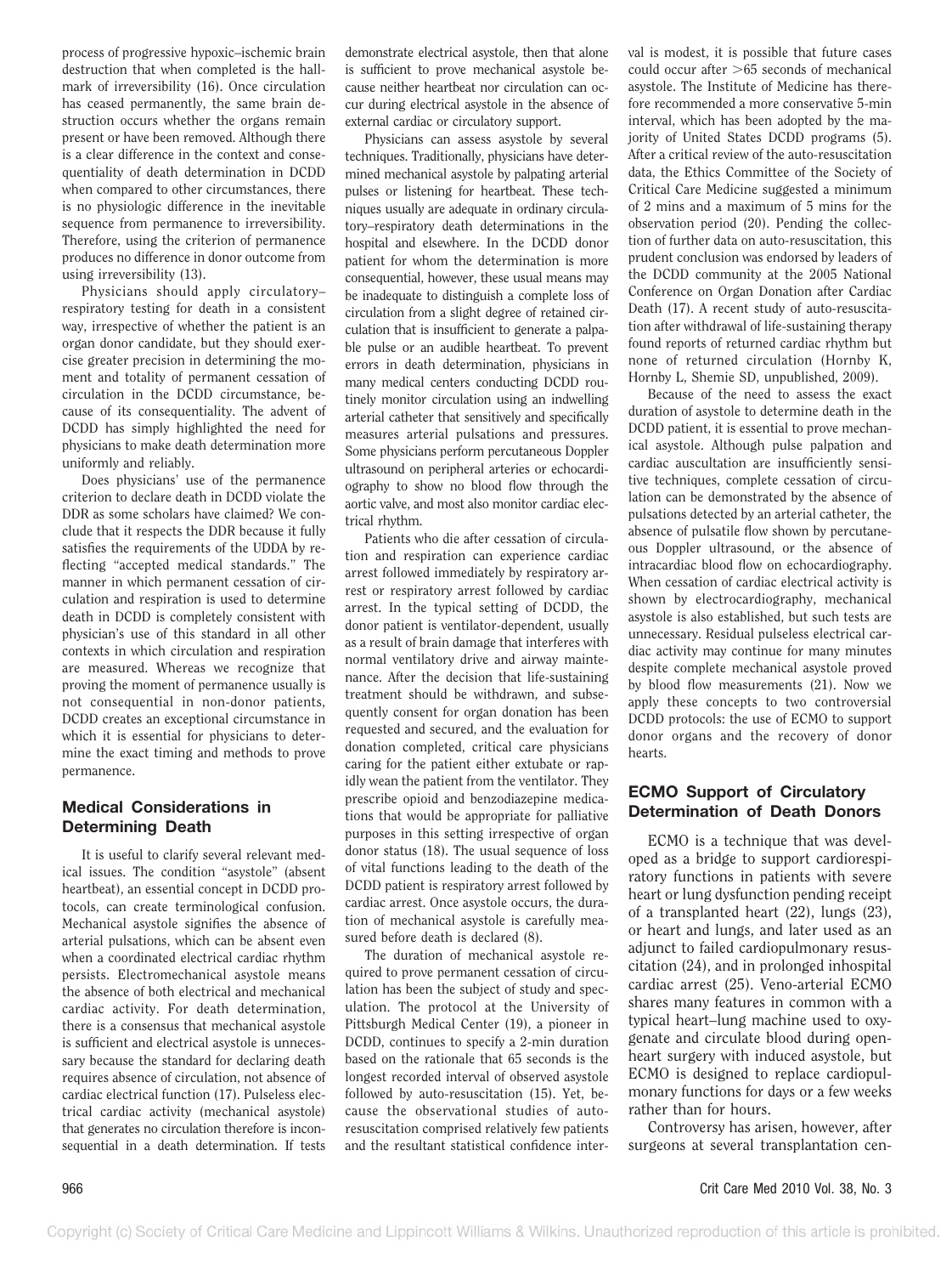process of progressive hypoxic–ischemic brain destruction that when completed is the hallmark of irreversibility (16). Once circulation has ceased permanently, the same brain destruction occurs whether the organs remain present or have been removed. Although there is a clear difference in the context and consequentiality of death determination in DCDD when compared to other circumstances, there is no physiologic difference in the inevitable sequence from permanence to irreversibility. Therefore, using the criterion of permanence produces no difference in donor outcome from using irreversibility (13).

Physicians should apply circulatory–respiratory testing for death in a consistent way, irrespective of whether the patient is an organ donor candidate, but they should exercise greater precision in determining the moment and totality of permanent cessation of circulation in the DCDD circumstance, because of its consequentiality. The advent of DCDD has simply highlighted the need for physicians to make death determination more uniformly and reliably.

Does physicians' use of the permanence criterion to declare death in DCDD violate the DDR as some scholars have claimed? We conclude that it respects the DDR because it fully satisfies the requirements of the UDDA by reflecting "accepted medical standards." The manner in which permanent cessation of circulation and respiration is used to determine death in DCDD is completely consistent with physician's use of this standard in all other contexts in which circulation and respiration are measured. Whereas we recognize that proving the moment of permanence usually is not consequential in non-donor patients, DCDD creates an exceptional circumstance in which it is essential for physicians to determine the exact timing and methods to prove permanence.

## Medical Considerations in Determining Death

It is useful to clarify several relevant medical issues. The condition "asystole" (absent heartbeat), an essential concept in DCDD protocols, can create terminological confusion. Mechanical asystole signifies the absence of arterial pulsations, which can be absent even when a coordinated electrical cardiac rhythm persists. Electromechanical asystole means the absence of both electrical and mechanical cardiac activity. For death determination, there is a consensus that mechanical asystole is sufficient and electrical asystole is unnecessary because the standard for declaring death requires absence of circulation, not absence of cardiac electrical function (17). Pulseless electrical cardiac activity (mechanical asystole) that generates no circulation therefore is inconsequential in a death determination. If tests demonstrate electrical asystole, then that alone is sufficient to prove mechanical asystole because neither heartbeat nor circulation can occur during electrical asystole in the absence of external cardiac or circulatory support.

Physicians can assess asystole by several techniques. Traditionally, physicians have determined mechanical asystole by palpating arterial pulses or listening for heartbeat. These techniques usually are adequate in ordinary circulatory–respiratory death determinations in the hospital and elsewhere. In the DCDD donor patient for whom the determination is more consequential, however, these usual means may be inadequate to distinguish a complete loss of circulation from a slight degree of retained circulation that is insufficient to generate a palpable pulse or an audible heartbeat. To prevent errors in death determination, physicians in many medical centers conducting DCDD routinely monitor circulation using an indwelling arterial catheter that sensitively and specifically measures arterial pulsations and pressures. Some physicians perform percutaneous Doppler ultrasound on peripheral arteries or echocardiography to show no blood flow through the aortic valve, and most also monitor cardiac electrical rhythm.

Patients who die after cessation of circulation and respiration can experience cardiac arrest followed immediately by respiratory arrest or respiratory arrest followed by cardiac arrest. In the typical setting of DCDD, the donor patient is ventilator-dependent, usually as a result of brain damage that interferes with normal ventilatory drive and airway maintenance. After the decision that life-sustaining treatment should be withdrawn, and subsequently consent for organ donation has been requested and secured, and the evaluation for donation completed, critical care physicians caring for the patient either extubate or rapidly wean the patient from the ventilator. They prescribe opioid and benzodiazepine medications that would be appropriate for palliative purposes in this setting irrespective of organ donor status (18). The usual sequence of loss of vital functions leading to the death of the DCDD patient is respiratory arrest followed by cardiac arrest. Once asystole occurs, the duration of mechanical asystole is carefully measured before death is declared (8).

The duration of mechanical asystole required to prove permanent cessation of circulation has been the subject of study and speculation. The protocol at the University of Pittsburgh Medical Center (19), a pioneer in DCDD, continues to specify a 2-min duration based on the rationale that 65 seconds is the longest recorded interval of observed asystole followed by auto-resuscitation (15). Yet, because the observational studies of auto-resuscitation comprised relatively few patients and the resultant statistical confidence interval is modest, it is possible that future cases could occur after >65 seconds of mechanical asystole. The Institute of Medicine has therefore recommended a more conservative 5-min interval, which has been adopted by the majority of United States DCDD programs (5). After a critical review of the auto-resuscitation data, the Ethics Committee of the Society of Critical Care Medicine suggested a minimum of 2 mins and a maximum of 5 mins for the observation period (20). Pending the collection of further data on auto-resuscitation, this prudent conclusion was endorsed by leaders of the DCDD community at the 2005 National Conference on Organ Donation after Cardiac Death (17). A recent study of auto-resuscitation after withdrawal of life-sustaining therapy found reports of returned cardiac rhythm but none of returned circulation (Hornby K, Hornby L, Shemie SD, unpublished, 2009).

Because of the need to assess the exact duration of asystole to determine death in the DCDD patient, it is essential to prove mechanical asystole. Although pulse palpation and cardiac auscultation are insufficiently sensitive techniques, complete cessation of circulation can be demonstrated by the absence of pulsations detected by an arterial catheter, the absence of pulsatile flow shown by percutaneous Doppler ultrasound, or the absence of intracardiac blood flow on echocardiography. When cessation of cardiac electrical activity is shown by electrocardiography, mechanical asystole is also established, but such tests are unnecessary. Residual pulseless electrical cardiac activity may continue for many minutes despite complete mechanical asystole proved by blood flow measurements (21). Now we apply these concepts to two controversial DCDD protocols: the use of ECMO to support donor organs and the recovery of donor hearts.

## ECMO Support of Circulatory Determination of Death Donors

ECMO is a technique that was developed as a bridge to support cardiorespiratory functions in patients with severe heart or lung dysfunction pending receipt of a transplanted heart (22), lungs (23), or heart and lungs, and later used as an adjunct to failed cardiopulmonary resuscitation (24), and in prolonged inhospital cardiac arrest (25). Veno-arterial ECMO shares many features in common with a typical heart–lung machine used to oxygenate and circulate blood during open-heart surgery with induced asystole, but ECMO is designed to replace cardiopulmonary functions for days or a few weeks rather than for hours.

Controversy has arisen, however, after surgeons at several transplantation cen-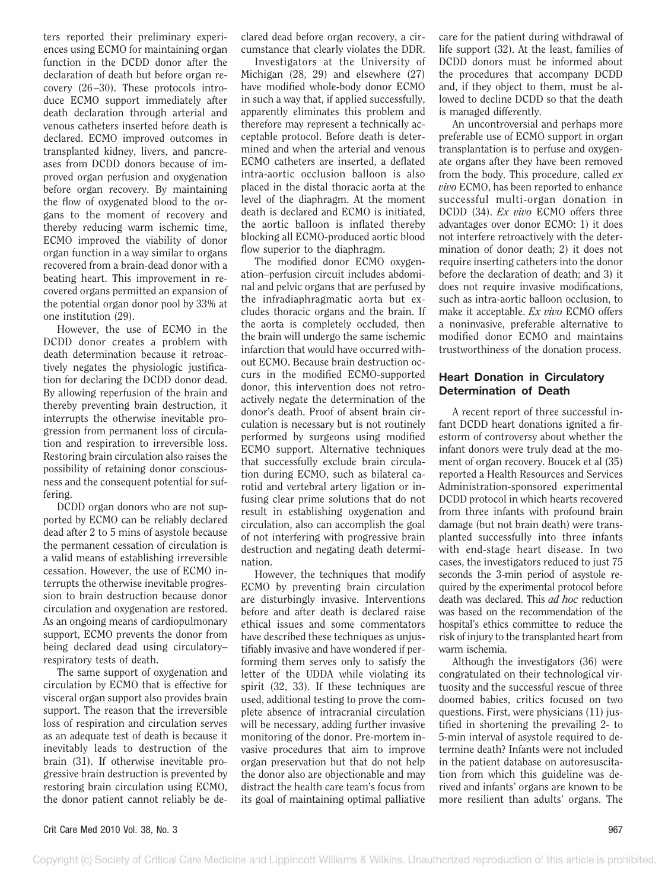ters reported their preliminary experiences using ECMO for maintaining organ function in the DCDD donor after the declaration of death but before organ recovery (26–30). These protocols introduce ECMO support immediately after death declaration through arterial and venous catheters inserted before death is declared. ECMO improved outcomes in transplanted kidney, livers, and pancreases from DCDD donors because of improved organ perfusion and oxygenation before organ recovery. By maintaining the flow of oxygenated blood to the organs to the moment of recovery and thereby reducing warm ischemic time, ECMO improved the viability of donor organ function in a way similar to organs recovered from a brain-dead donor with a beating heart. This improvement in recovered organs permitted an expansion of the potential organ donor pool by 33% at one institution (29).

However, the use of ECMO in the DCDD donor creates a problem with death determination because it retroactively negates the physiologic justification for declaring the DCDD donor dead. By allowing reperfusion of the brain and thereby preventing brain destruction, it interrupts the otherwise inevitable progression from permanent loss of circulation and respiration to irreversible loss. Restoring brain circulation also raises the possibility of retaining donor consciousness and the consequent potential for suffering.

DCDD organ donors who are not supported by ECMO can be reliably declared dead after 2 to 5 mins of asystole because the permanent cessation of circulation is a valid means of establishing irreversible cessation. However, the use of ECMO interrupts the otherwise inevitable progression to brain destruction because donor circulation and oxygenation are restored. As an ongoing means of cardiopulmonary support, ECMO prevents the donor from being declared dead using circulatory–respiratory tests of death.

The same support of oxygenation and circulation by ECMO that is effective for visceral organ support also provides brain support. The reason that the irreversible loss of respiration and circulation serves as an adequate test of death is because it inevitably leads to destruction of the brain (31). If otherwise inevitable progressive brain destruction is prevented by restoring brain circulation using ECMO, the donor patient cannot reliably be declared dead before organ recovery, a circumstance that clearly violates the DDR.

Investigators at the University of Michigan (28, 29) and elsewhere (27) have modified whole-body donor ECMO in such a way that, if applied successfully, apparently eliminates this problem and therefore may represent a technically acceptable protocol. Before death is determined and when the arterial and venous ECMO catheters are inserted, a deflated intra-aortic occlusion balloon is also placed in the distal thoracic aorta at the level of the diaphragm. At the moment death is declared and ECMO is initiated, the aortic balloon is inflated thereby blocking all ECMO-produced aortic blood flow superior to the diaphragm.

The modified donor ECMO oxygenation–perfusion circuit includes abdominal and pelvic organs that are perfused by the infradiaphragmatic aorta but excludes thoracic organs and the brain. If the aorta is completely occluded, then the brain will undergo the same ischemic infarction that would have occurred without ECMO. Because brain destruction occurs in the modified ECMO-supported donor, this intervention does not retroactively negate the determination of the donor's death. Proof of absent brain circulation is necessary but is not routinely performed by surgeons using modified ECMO support. Alternative techniques that successfully exclude brain circulation during ECMO, such as bilateral carotid and vertebral artery ligation or infusing clear prime solutions that do not result in establishing oxygenation and circulation, also can accomplish the goal of not interfering with progressive brain destruction and negating death determination.

However, the techniques that modify ECMO by preventing brain circulation are disturbingly invasive. Interventions before and after death is declared raise ethical issues and some commentators have described these techniques as unjustifiably invasive and have wondered if performing them serves only to satisfy the letter of the UDDA while violating its spirit (32, 33). If these techniques are used, additional testing to prove the complete absence of intracranial circulation will be necessary, adding further invasive monitoring of the donor. Pre-mortem invasive procedures that aim to improve organ preservation but that do not help the donor also are objectionable and may distract the health care team's focus from its goal of maintaining optimal palliative care for the patient during withdrawal of life support (32). At the least, families of DCDD donors must be informed about the procedures that accompany DCDD and, if they object to them, must be allowed to decline DCDD so that the death is managed differently.

An uncontroversial and perhaps more preferable use of ECMO support in organ transplantation is to perfuse and oxygenate organs after they have been removed from the body. This procedure, called *ex vivo* ECMO, has been reported to enhance successful multi-organ donation in DCDD (34). *Ex vivo* ECMO offers three advantages over donor ECMO: 1) it does not interfere retroactively with the determination of donor death; 2) it does not require inserting catheters into the donor before the declaration of death; and 3) it does not require invasive modifications, such as intra-aortic balloon occlusion, to make it acceptable. *Ex vivo* ECMO offers a noninvasive, preferable alternative to modified donor ECMO and maintains trustworthiness of the donation process.

## Heart Donation in Circulatory Determination of Death

A recent report of three successful infant DCDD heart donations ignited a firestorm of controversy about whether the infant donors were truly dead at the moment of organ recovery. Boucek et al (35) reported a Health Resources and Services Administration-sponsored experimental DCDD protocol in which hearts recovered from three infants with profound brain damage (but not brain death) were transplanted successfully into three infants with end-stage heart disease. In two cases, the investigators reduced to just 75 seconds the 3-min period of asystole required by the experimental protocol before death was declared. This *ad hoc* reduction was based on the recommendation of the hospital's ethics committee to reduce the risk of injury to the transplanted heart from warm ischemia.

Although the investigators (36) were congratulated on their technological virtuosity and the successful rescue of three doomed babies, critics focused on two questions. First, were physicians (11) justified in shortening the prevailing 2- to 5-min interval of asystole required to determine death? Infants were not included in the patient database on autoresuscitation from which this guideline was derived and infants' organs are known to be more resilient than adults' organs. The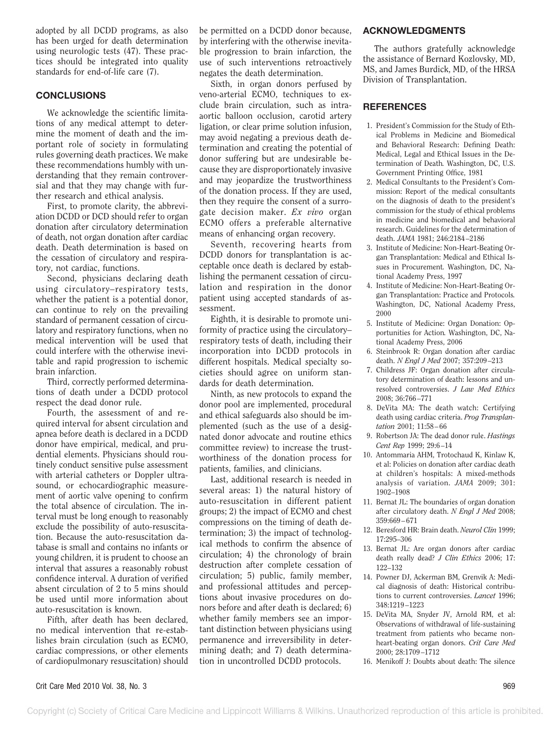adopted by all DCDD programs, as also has been urged for death determination using neurologic tests (47). These practices should be integrated into quality standards for end-of-life care (7).

## CONCLUSIONS

We acknowledge the scientific limitations of any medical attempt to determine the moment of death and the important role of society in formulating rules governing death practices. We make these recommendations humbly with understanding that they remain controversial and that they may change with further research and ethical analysis.

First, to promote clarity, the abbreviation DCDD or DCD should refer to organ donation after circulatory determination of death, not organ donation after cardiac death. Death determination is based on the cessation of circulatory and respiratory, not cardiac, functions.

Second, physicians declaring death using circulatory–respiratory tests, whether the patient is a potential donor, can continue to rely on the prevailing standard of permanent cessation of circulatory and respiratory functions, when no medical intervention will be used that could interfere with the otherwise inevitable and rapid progression to ischemic brain infarction.

Third, correctly performed determinations of death under a DCDD protocol respect the dead donor rule.

Fourth, the assessment of and required interval for absent circulation and apnea before death is declared in a DCDD donor have empirical, medical, and prudential elements. Physicians should routinely conduct sensitive pulse assessment with arterial catheters or Doppler ultrasound, or echocardiographic measurement of aortic valve opening to confirm the total absence of circulation. The interval must be long enough to reasonably exclude the possibility of auto-resuscitation. Because the auto-resuscitation database is small and contains no infants or young children, it is prudent to choose an interval that assures a reasonably robust confidence interval. A duration of verified absent circulation of 2 to 5 mins should be used until more information about auto-resuscitation is known.

Fifth, after death has been declared, no medical intervention that re-establishes brain circulation (such as ECMO, cardiac compressions, or other elements of cardiopulmonary resuscitation) should be permitted on a DCDD donor because, by interfering with the otherwise inevitable progression to brain infarction, the use of such interventions retroactively negates the death determination.

Sixth, in organ donors perfused by veno-arterial ECMO, techniques to exclude brain circulation, such as intra-aortic balloon occlusion, carotid artery ligation, or clear prime solution infusion, may avoid negating a previous death determination and creating the potential of donor suffering but are undesirable because they are disproportionately invasive and may jeopardize the trustworthiness of the donation process. If they are used, then they require the consent of a surrogate decision maker. *Ex vivo* organ ECMO offers a preferable alternative means of enhancing organ recovery.

Seventh, recovering hearts from DCDD donors for transplantation is acceptable once death is declared by establishing the permanent cessation of circulation and respiration in the donor patient using accepted standards of assessment.

Eighth, it is desirable to promote uniformity of practice using the circulatory–respiratory tests of death, including their incorporation into DCDD protocols in different hospitals. Medical specialty societies should agree on uniform standards for death determination.

Ninth, as new protocols to expand the donor pool are implemented, procedural and ethical safeguards also should be implemented (such as the use of a designated donor advocate and routine ethics committee review) to increase the trustworthiness of the donation process for patients, families, and clinicians.

Last, additional research is needed in several areas: 1) the natural history of auto-resuscitation in different patient groups; 2) the impact of ECMO and chest compressions on the timing of death determination; 3) the impact of technological methods to confirm the absence of circulation; 4) the chronology of brain destruction after complete cessation of circulation; 5) public, family member, and professional attitudes and perceptions about invasive procedures on donors before and after death is declared; 6) whether family members see an important distinction between physicians using permanence and irreversibility in determining death; and 7) death determination in uncontrolled DCDD protocols.

## ACKNOWLEDGMENTS

The authors gratefully acknowledge the assistance of Bernard Kozlovsky, MD, MS, and James Burdick, MD, of the HRSA Division of Transplantation.

## REFERENCES

1. President's Commission for the Study of Ethical Problems in Medicine and Biomedical and Behavioral Research: Defining Death: Medical, Legal and Ethical Issues in the Determination of Death. Washington, DC, U.S. Government Printing Office, 1981
2. Medical Consultants to the President's Commission: Report of the medical consultants on the diagnosis of death to the president's commission for the study of ethical problems in medicine and biomedical and behavioral research. Guidelines for the determination of death. *JAMA* 1981; 246:2184–2186
3. Institute of Medicine: Non-Heart-Beating Organ Transplantation: Medical and Ethical Issues in Procurement. Washington, DC, National Academy Press, 1997
4. Institute of Medicine: Non-Heart-Beating Organ Transplantation: Practice and Protocols. Washington, DC, National Academy Press, 2000
5. Institute of Medicine: Organ Donation: Opportunities for Action. Washington, DC, National Academy Press, 2006
6. Steinbrook R: Organ donation after cardiac death. *N Engl J Med* 2007; 357:209–213
7. Childress JF: Organ donation after circulatory determination of death: lessons and unresolved controversies. *J Law Med Ethics* 2008; 36:766–771
8. DeVita MA: The death watch: Certifying death using cardiac criteria. *Prog Transplantation* 2001; 11:58–66
9. Robertson JA: The dead donor rule. *Hastings Cent Rep* 1999; 29:6–14
10. Antommaria AHM, Trotochaud K, Kinlaw K, et al: Policies on donation after cardiac death at children's hospitals: A mixed-methods analysis of variation. *JAMA* 2009; 301: 1902–1908
11. Bernat JL: The boundaries of organ donation after circulatory death. *N Engl J Med* 2008; 359:669–671
12. Beresford HR: Brain death. *Neurol Clin* 1999; 17:295–306
13. Bernat JL: Are organ donors after cardiac death really dead? *J Clin Ethics* 2006; 17: 122–132
14. Powner DJ, Ackerman BM, Grenvik A: Medical diagnosis of death: Historical contributions to current controversies. *Lancet* 1996; 348:1219–1223
15. DeVita MA, Snyder JV, Arnold RM, et al: Observations of withdrawal of life-sustaining treatment from patients who became non-heart-beating organ donors. *Crit Care Med* 2000; 28:1709–1712
16. Menikoff J: Doubts about death: The silence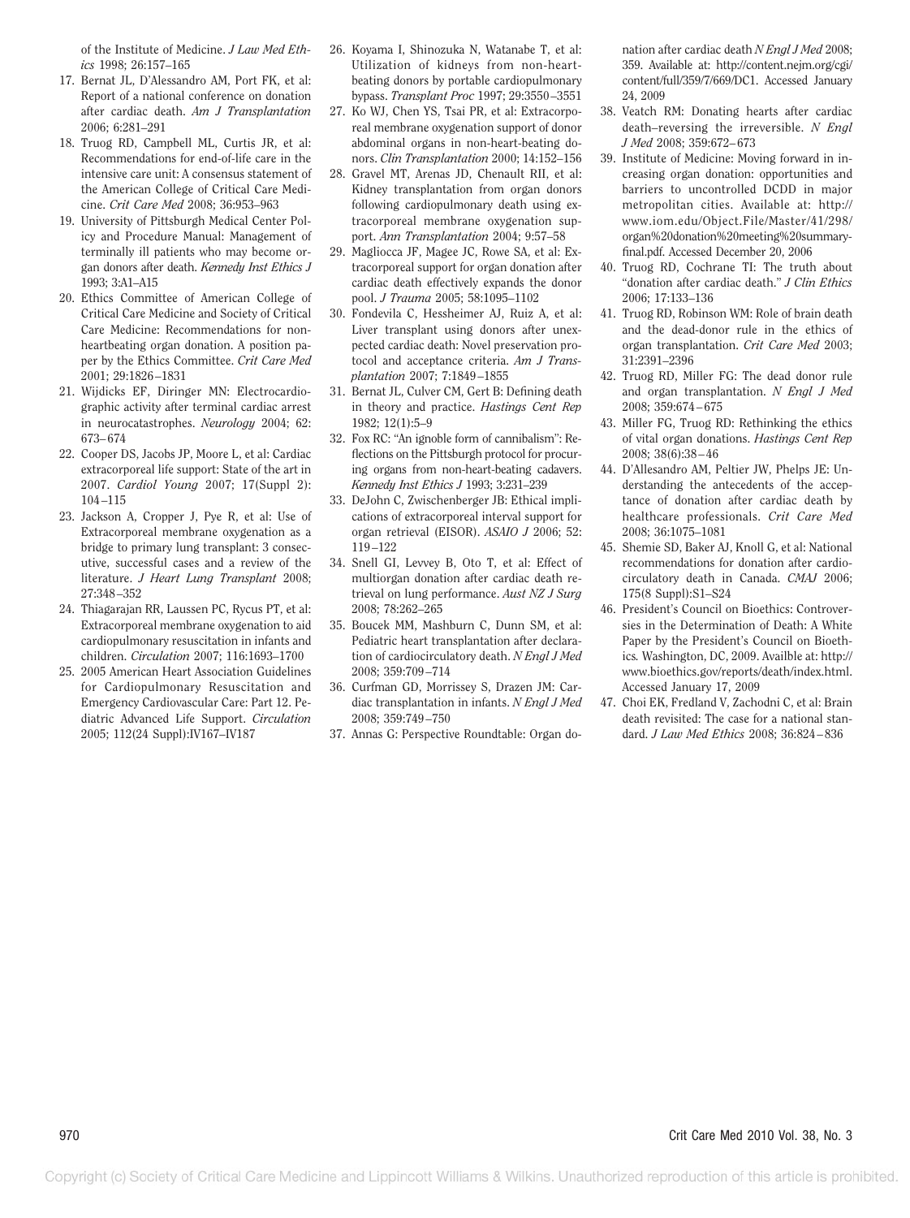of the Institute of Medicine. *J Law Med Ethics* 1998; 26:157–165

17. Bernat JL, D'Alessandro AM, Port FK, et al: Report of a national conference on donation after cardiac death. *Am J Transplantation* 2006; 6:281–291
18. Truog RD, Campbell ML, Curtis JR, et al: Recommendations for end-of-life care in the intensive care unit: A consensus statement of the American College of Critical Care Medicine. *Crit Care Med* 2008; 36:953–963
19. University of Pittsburgh Medical Center Policy and Procedure Manual: Management of terminally ill patients who may become organ donors after death. *Kennedy Inst Ethics J* 1993; 3:A1–A15
20. Ethics Committee of American College of Critical Care Medicine and Society of Critical Care Medicine: Recommendations for nonheartbeating organ donation. A position paper by the Ethics Committee. *Crit Care Med* 2001; 29:1826–1831
21. Wijdicks EF, Diringer MN: Electrocardiographic activity after terminal cardiac arrest in neurocatastrophes. *Neurology* 2004; 62: 673–674
22. Cooper DS, Jacobs JP, Moore L, et al: Cardiac extracorporeal life support: State of the art in 2007. *Cardiol Young* 2007; 17(Suppl 2): 104–115
23. Jackson A, Cropper J, Pye R, et al: Use of Extracorporeal membrane oxygenation as a bridge to primary lung transplant: 3 consecutive, successful cases and a review of the literature. *J Heart Lung Transplant* 2008; 27:348–352
24. Thiagarajan RR, Laussen PC, Rycus PT, et al: Extracorporeal membrane oxygenation to aid cardiopulmonary resuscitation in infants and children. *Circulation* 2007; 116:1693–1700
25. 2005 American Heart Association Guidelines for Cardiopulmonary Resuscitation and Emergency Cardiovascular Care: Part 12. Pediatric Advanced Life Support. *Circulation* 2005; 112(24 Suppl):IV167–IV187
26. Koyama I, Shinozuka N, Watanabe T, et al: Utilization of kidneys from non-heart-beating donors by portable cardiopulmonary bypass. *Transplant Proc* 1997; 29:3550–3551
27. Ko WJ, Chen YS, Tsai PR, et al: Extracorporeal membrane oxygenation support of donor abdominal organs in non-heart-beating donors. *Clin Transplantation* 2000; 14:152–156
28. Gravel MT, Arenas JD, Chenault RII, et al: Kidney transplantation from organ donors following cardiopulmonary death using extracorporeal membrane oxygenation support. *Ann Transplantation* 2004; 9:57–58
29. Magliocca JF, Magee JC, Rowe SA, et al: Extracorporeal support for organ donation after cardiac death effectively expands the donor pool. *J Trauma* 2005; 58:1095–1102
30. Fondevila C, Hessheimer AJ, Ruiz A, et al: Liver transplant using donors after unexpected cardiac death: Novel preservation protocol and acceptance criteria. *Am J Transplantation* 2007; 7:1849–1855
31. Bernat JL, Culver CM, Gert B: Defining death in theory and practice. *Hastings Cent Rep* 1982; 12(1):5–9
32. Fox RC: "An ignoble form of cannibalism": Reflections on the Pittsburgh protocol for procuring organs from non-heart-beating cadavers. *Kennedy Inst Ethics J* 1993; 3:231–239
33. DeJohn C, Zwischenberger JB: Ethical implications of extracorporeal interval support for organ retrieval (EISOR). *ASAIO J* 2006; 52: 119–122
34. Snell GI, Levvey B, Oto T, et al: Effect of multiorgan donation after cardiac death retrieval on lung performance. *Aust NZ J Surg* 2008; 78:262–265
35. Boucek MM, Mashburn C, Dunn SM, et al: Pediatric heart transplantation after declaration of cardiocirculatory death. *N Engl J Med* 2008; 359:709–714
36. Curfman GD, Morrissey S, Drazen JM: Cardiac transplantation in infants. *N Engl J Med* 2008; 359:749–750
37. Annas G: Perspective Roundtable: Organ donation after cardiac death *N Engl J Med* 2008; 359. Available at: http://content.nejm.org/cgi/content/full/359/7/669/DC1. Accessed January 24, 2009
38. Veatch RM: Donating hearts after cardiac death–reversing the irreversible. *N Engl J Med* 2008; 359:672–673
39. Institute of Medicine: Moving forward in increasing organ donation: opportunities and barriers to uncontrolled DCDD in major metropolitan cities. Available at: http://www.iom.edu/Object.File/Master/41/298/organ%20donation%20meeting%20summary-final.pdf. Accessed December 20, 2006
40. Truog RD, Cochrane TI: The truth about "donation after cardiac death." *J Clin Ethics* 2006; 17:133–136
41. Truog RD, Robinson WM: Role of brain death and the dead-donor rule in the ethics of organ transplantation. *Crit Care Med* 2003; 31:2391–2396
42. Truog RD, Miller FG: The dead donor rule and organ transplantation. *N Engl J Med* 2008; 359:674–675
43. Miller FG, Truog RD: Rethinking the ethics of vital organ donations. *Hastings Cent Rep* 2008; 38(6):38–46
44. D'Allesandro AM, Peltier JW, Phelps JE: Understanding the antecedents of the acceptance of donation after cardiac death by healthcare professionals. *Crit Care Med* 2008; 36:1075–1081
45. Shemie SD, Baker AJ, Knoll G, et al: National recommendations for donation after cardiocirculatory death in Canada. *CMAJ* 2006; 175(8 Suppl):S1–S24
46. President's Council on Bioethics: Controversies in the Determination of Death: A White Paper by the President's Council on Bioethics. Washington, DC, 2009. Availble at: http://www.bioethics.gov/reports/death/index.html. Accessed January 17, 2009
47. Choi EK, Fredland V, Zachodni C, et al: Brain death revisited: The case for a national standard. *J Law Med Ethics* 2008; 36:824–836